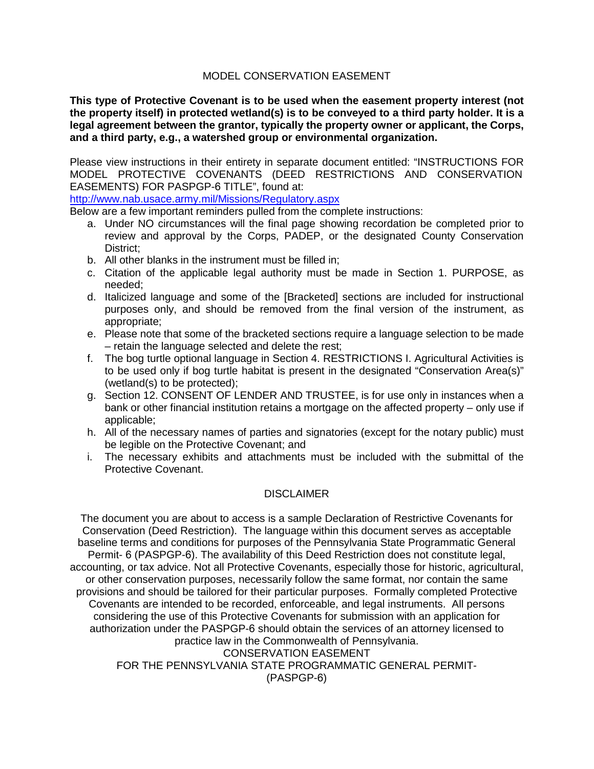# MODEL CONSERVATION EASEMENT

**This type of Protective Covenant is to be used when the easement property interest (not the property itself) in protected wetland(s) is to be conveyed to a third party holder. It is a legal agreement between the grantor, typically the property owner or applicant, the Corps, and a third party, e.g., a watershed group or environmental organization.**

Please view instructions in their entirety in separate document entitled: "INSTRUCTIONS FOR MODEL PROTECTIVE COVENANTS (DEED RESTRICTIONS AND CONSERVATION EASEMENTS) FOR PASPGP-6 TITLE", found at:
http://www.nab.usace.army.mil/Missions/Regulatory.aspx
Below are a few important reminders pulled from the complete instructions:

a. Under NO circumstances will the final page showing recordation be completed prior to review and approval by the Corps, PADEP, or the designated County Conservation District;
b. All other blanks in the instrument must be filled in;
c. Citation of the applicable legal authority must be made in Section 1. PURPOSE, as needed;
d. Italicized language and some of the [Bracketed] sections are included for instructional purposes only, and should be removed from the final version of the instrument, as appropriate;
e. Please note that some of the bracketed sections require a language selection to be made – retain the language selected and delete the rest;
f. The bog turtle optional language in Section 4. RESTRICTIONS I. Agricultural Activities is to be used only if bog turtle habitat is present in the designated "Conservation Area(s)" (wetland(s) to be protected);
g. Section 12. CONSENT OF LENDER AND TRUSTEE, is for use only in instances when a bank or other financial institution retains a mortgage on the affected property – only use if applicable;
h. All of the necessary names of parties and signatories (except for the notary public) must be legible on the Protective Covenant; and
i. The necessary exhibits and attachments must be included with the submittal of the Protective Covenant.

## DISCLAIMER

The document you are about to access is a sample Declaration of Restrictive Covenants for Conservation (Deed Restriction). The language within this document serves as acceptable baseline terms and conditions for purposes of the Pennsylvania State Programmatic General Permit- 6 (PASPGP-6). The availability of this Deed Restriction does not constitute legal, accounting, or tax advice. Not all Protective Covenants, especially those for historic, agricultural, or other conservation purposes, necessarily follow the same format, nor contain the same provisions and should be tailored for their particular purposes. Formally completed Protective Covenants are intended to be recorded, enforceable, and legal instruments. All persons considering the use of this Protective Covenants for submission with an application for authorization under the PASPGP-6 should obtain the services of an attorney licensed to practice law in the Commonwealth of Pennsylvania.

CONSERVATION EASEMENT
FOR THE PENNSYLVANIA STATE PROGRAMMATIC GENERAL PERMIT-
(PASPGP-6)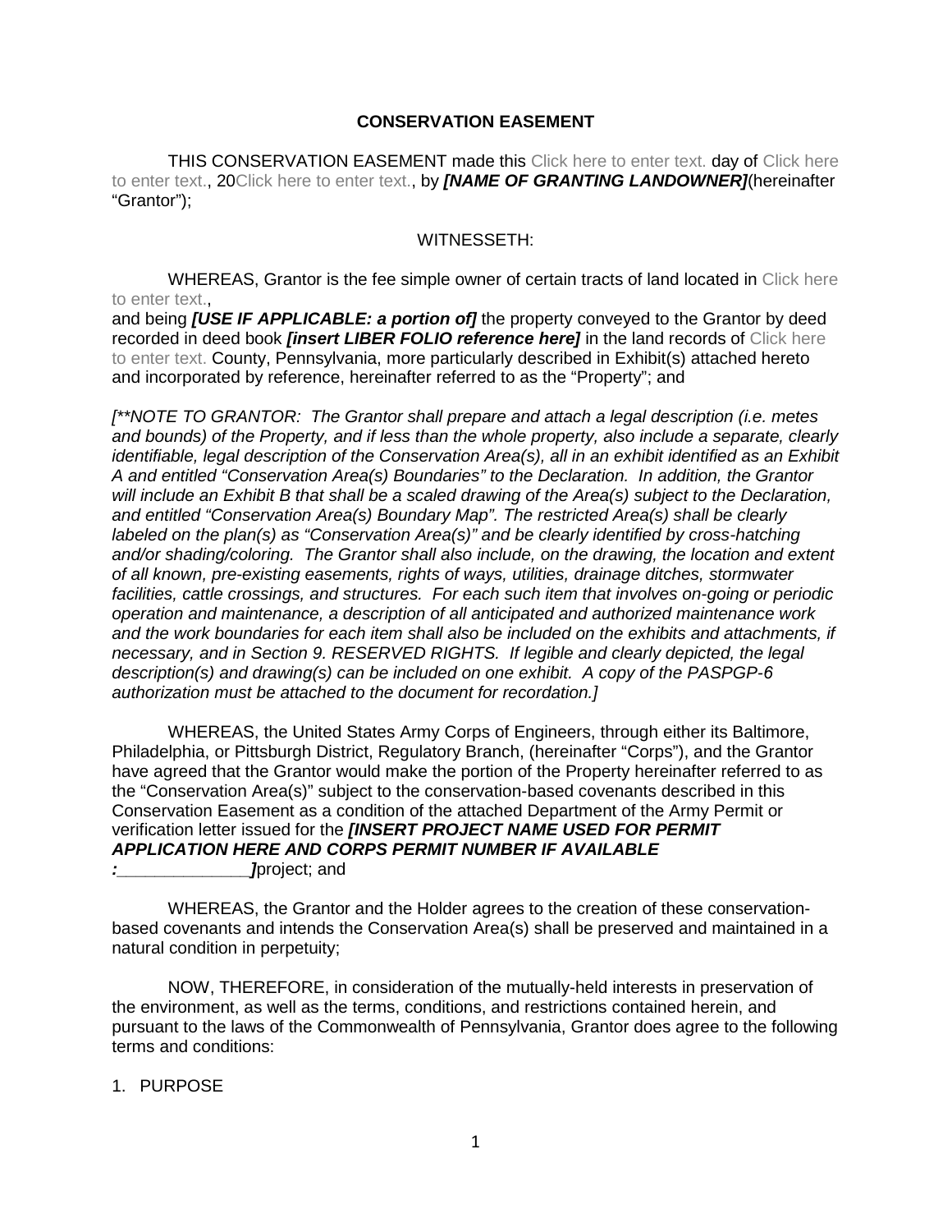## CONSERVATION EASEMENT

THIS CONSERVATION EASEMENT made this Click here to enter text. day of Click here to enter text., 20Click here to enter text., by ***[NAME OF GRANTING LANDOWNER]***(hereinafter "Grantor");

WITNESSETH:

WHEREAS, Grantor is the fee simple owner of certain tracts of land located in Click here to enter text.,
and being ***[USE IF APPLICABLE: a portion of]*** the property conveyed to the Grantor by deed recorded in deed book ***[insert LIBER FOLIO reference here]*** in the land records of Click here to enter text. County, Pennsylvania, more particularly described in Exhibit(s) attached hereto and incorporated by reference, hereinafter referred to as the "Property"; and

*[\*\*NOTE TO GRANTOR: The Grantor shall prepare and attach a legal description (i.e. metes and bounds) of the Property, and if less than the whole property, also include a separate, clearly identifiable, legal description of the Conservation Area(s), all in an exhibit identified as an Exhibit A and entitled "Conservation Area(s) Boundaries" to the Declaration. In addition, the Grantor will include an Exhibit B that shall be a scaled drawing of the Area(s) subject to the Declaration, and entitled "Conservation Area(s) Boundary Map". The restricted Area(s) shall be clearly labeled on the plan(s) as "Conservation Area(s)" and be clearly identified by cross-hatching and/or shading/coloring. The Grantor shall also include, on the drawing, the location and extent of all known, pre-existing easements, rights of ways, utilities, drainage ditches, stormwater facilities, cattle crossings, and structures. For each such item that involves on-going or periodic operation and maintenance, a description of all anticipated and authorized maintenance work and the work boundaries for each item shall also be included on the exhibits and attachments, if necessary, and in Section 9. RESERVED RIGHTS. If legible and clearly depicted, the legal description(s) and drawing(s) can be included on one exhibit. A copy of the PASPGP-6 authorization must be attached to the document for recordation.]*

WHEREAS, the United States Army Corps of Engineers, through either its Baltimore, Philadelphia, or Pittsburgh District, Regulatory Branch, (hereinafter "Corps"), and the Grantor have agreed that the Grantor would make the portion of the Property hereinafter referred to as the "Conservation Area(s)" subject to the conservation-based covenants described in this Conservation Easement as a condition of the attached Department of the Army Permit or verification letter issued for the ***[INSERT PROJECT NAME USED FOR PERMIT APPLICATION HERE AND CORPS PERMIT NUMBER IF AVAILABLE :______________]***project; and

WHEREAS, the Grantor and the Holder agrees to the creation of these conservation-based covenants and intends the Conservation Area(s) shall be preserved and maintained in a natural condition in perpetuity;

NOW, THEREFORE, in consideration of the mutually-held interests in preservation of the environment, as well as the terms, conditions, and restrictions contained herein, and pursuant to the laws of the Commonwealth of Pennsylvania, Grantor does agree to the following terms and conditions:

1. PURPOSE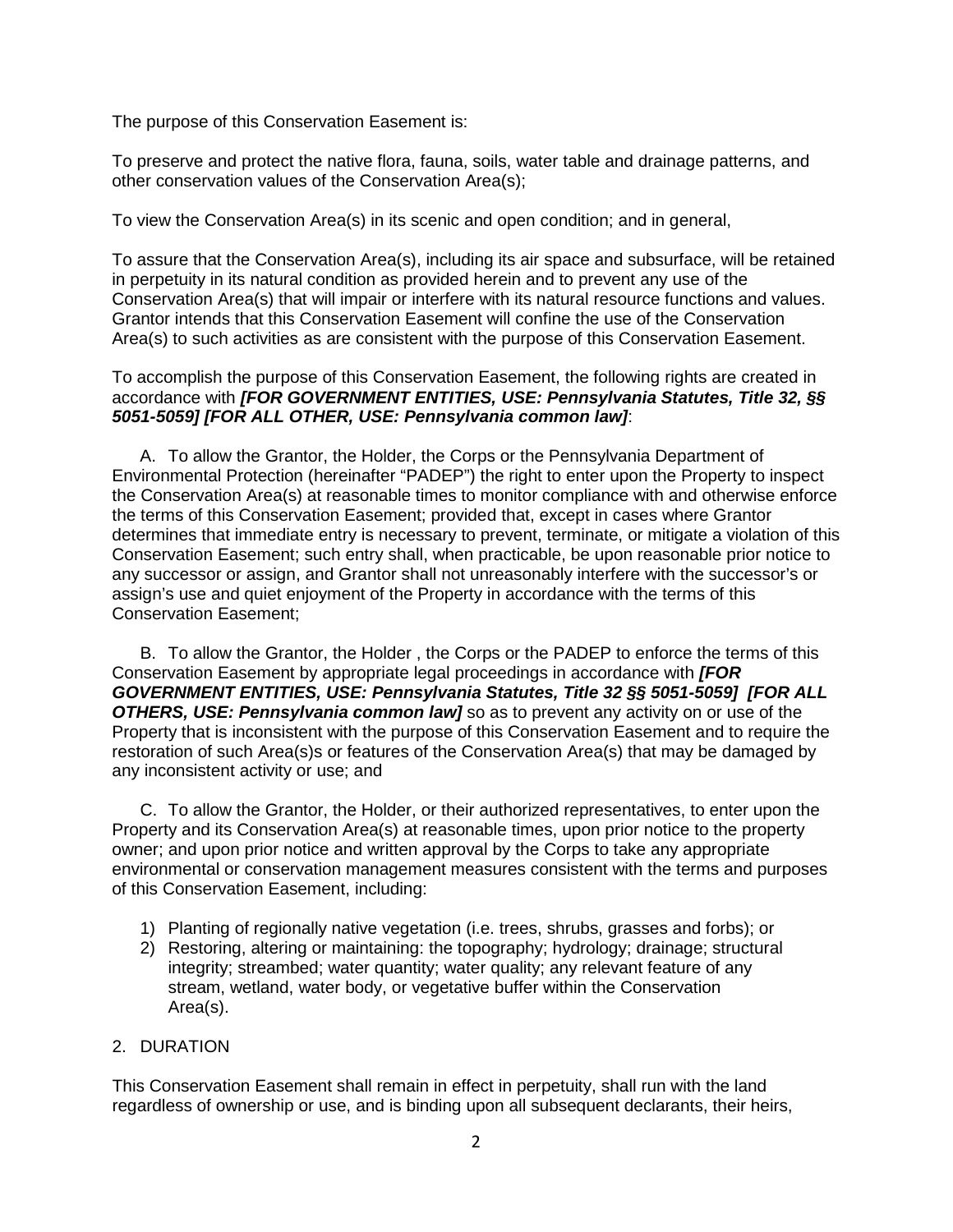The purpose of this Conservation Easement is:

To preserve and protect the native flora, fauna, soils, water table and drainage patterns, and other conservation values of the Conservation Area(s);

To view the Conservation Area(s) in its scenic and open condition; and in general,

To assure that the Conservation Area(s), including its air space and subsurface, will be retained in perpetuity in its natural condition as provided herein and to prevent any use of the Conservation Area(s) that will impair or interfere with its natural resource functions and values. Grantor intends that this Conservation Easement will confine the use of the Conservation Area(s) to such activities as are consistent with the purpose of this Conservation Easement.

To accomplish the purpose of this Conservation Easement, the following rights are created in accordance with ***[FOR GOVERNMENT ENTITIES, USE: Pennsylvania Statutes, Title 32, §§ 5051-5059] [FOR ALL OTHER, USE: Pennsylvania common law]***:

A. To allow the Grantor, the Holder, the Corps or the Pennsylvania Department of Environmental Protection (hereinafter "PADEP") the right to enter upon the Property to inspect the Conservation Area(s) at reasonable times to monitor compliance with and otherwise enforce the terms of this Conservation Easement; provided that, except in cases where Grantor determines that immediate entry is necessary to prevent, terminate, or mitigate a violation of this Conservation Easement; such entry shall, when practicable, be upon reasonable prior notice to any successor or assign, and Grantor shall not unreasonably interfere with the successor's or assign's use and quiet enjoyment of the Property in accordance with the terms of this Conservation Easement;

B. To allow the Grantor, the Holder , the Corps or the PADEP to enforce the terms of this Conservation Easement by appropriate legal proceedings in accordance with ***[FOR GOVERNMENT ENTITIES, USE: Pennsylvania Statutes, Title 32 §§ 5051-5059] [FOR ALL OTHERS, USE: Pennsylvania common law]*** so as to prevent any activity on or use of the Property that is inconsistent with the purpose of this Conservation Easement and to require the restoration of such Area(s)s or features of the Conservation Area(s) that may be damaged by any inconsistent activity or use; and

C. To allow the Grantor, the Holder, or their authorized representatives, to enter upon the Property and its Conservation Area(s) at reasonable times, upon prior notice to the property owner; and upon prior notice and written approval by the Corps to take any appropriate environmental or conservation management measures consistent with the terms and purposes of this Conservation Easement, including:

1) Planting of regionally native vegetation (i.e. trees, shrubs, grasses and forbs); or
2) Restoring, altering or maintaining: the topography; hydrology; drainage; structural integrity; streambed; water quantity; water quality; any relevant feature of any stream, wetland, water body, or vegetative buffer within the Conservation Area(s).

2. DURATION

This Conservation Easement shall remain in effect in perpetuity, shall run with the land regardless of ownership or use, and is binding upon all subsequent declarants, their heirs,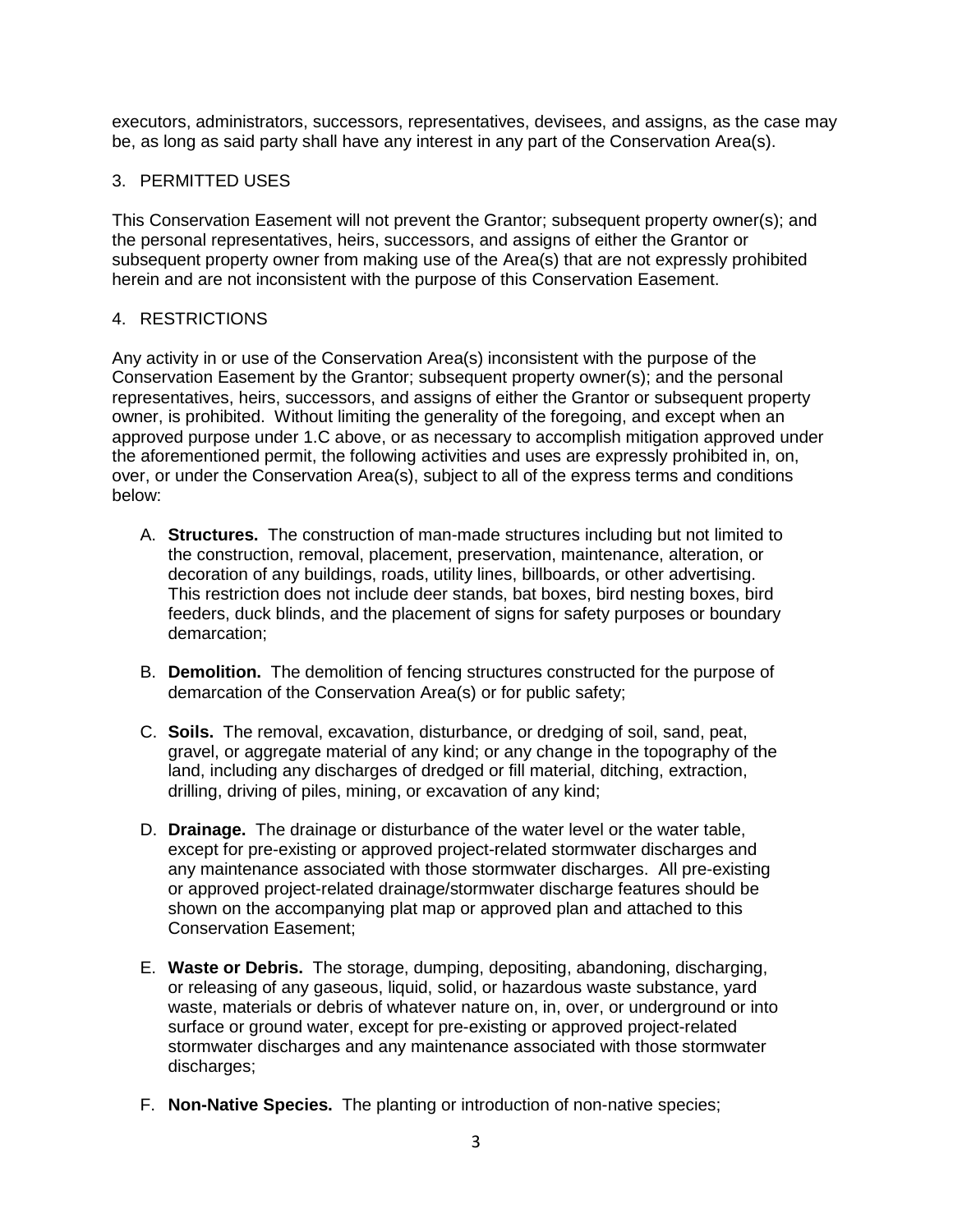executors, administrators, successors, representatives, devisees, and assigns, as the case may be, as long as said party shall have any interest in any part of the Conservation Area(s).

3. PERMITTED USES

This Conservation Easement will not prevent the Grantor; subsequent property owner(s); and the personal representatives, heirs, successors, and assigns of either the Grantor or subsequent property owner from making use of the Area(s) that are not expressly prohibited herein and are not inconsistent with the purpose of this Conservation Easement.

4. RESTRICTIONS

Any activity in or use of the Conservation Area(s) inconsistent with the purpose of the Conservation Easement by the Grantor; subsequent property owner(s); and the personal representatives, heirs, successors, and assigns of either the Grantor or subsequent property owner, is prohibited. Without limiting the generality of the foregoing, and except when an approved purpose under 1.C above, or as necessary to accomplish mitigation approved under the aforementioned permit, the following activities and uses are expressly prohibited in, on, over, or under the Conservation Area(s), subject to all of the express terms and conditions below:

A. **Structures.** The construction of man-made structures including but not limited to the construction, removal, placement, preservation, maintenance, alteration, or decoration of any buildings, roads, utility lines, billboards, or other advertising. This restriction does not include deer stands, bat boxes, bird nesting boxes, bird feeders, duck blinds, and the placement of signs for safety purposes or boundary demarcation;

B. **Demolition.** The demolition of fencing structures constructed for the purpose of demarcation of the Conservation Area(s) or for public safety;

C. **Soils.** The removal, excavation, disturbance, or dredging of soil, sand, peat, gravel, or aggregate material of any kind; or any change in the topography of the land, including any discharges of dredged or fill material, ditching, extraction, drilling, driving of piles, mining, or excavation of any kind;

D. **Drainage.** The drainage or disturbance of the water level or the water table, except for pre-existing or approved project-related stormwater discharges and any maintenance associated with those stormwater discharges. All pre-existing or approved project-related drainage/stormwater discharge features should be shown on the accompanying plat map or approved plan and attached to this Conservation Easement;

E. **Waste or Debris.** The storage, dumping, depositing, abandoning, discharging, or releasing of any gaseous, liquid, solid, or hazardous waste substance, yard waste, materials or debris of whatever nature on, in, over, or underground or into surface or ground water, except for pre-existing or approved project-related stormwater discharges and any maintenance associated with those stormwater discharges;

F. **Non-Native Species.** The planting or introduction of non-native species;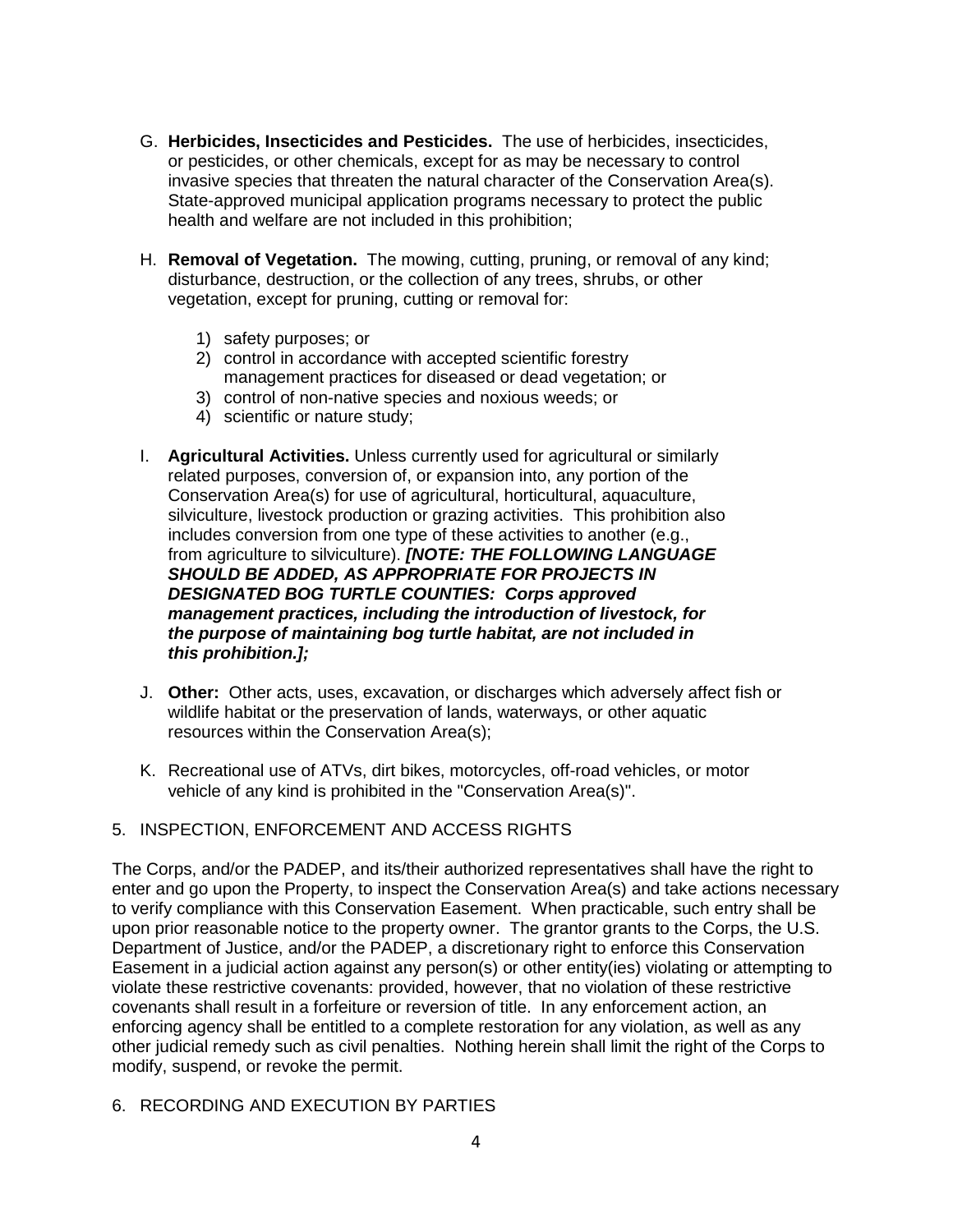G. **Herbicides, Insecticides and Pesticides.** The use of herbicides, insecticides, or pesticides, or other chemicals, except for as may be necessary to control invasive species that threaten the natural character of the Conservation Area(s). State-approved municipal application programs necessary to protect the public health and welfare are not included in this prohibition;

H. **Removal of Vegetation.** The mowing, cutting, pruning, or removal of any kind; disturbance, destruction, or the collection of any trees, shrubs, or other vegetation, except for pruning, cutting or removal for:

   1) safety purposes; or
   2) control in accordance with accepted scientific forestry management practices for diseased or dead vegetation; or
   3) control of non-native species and noxious weeds; or
   4) scientific or nature study;

I. **Agricultural Activities.** Unless currently used for agricultural or similarly related purposes, conversion of, or expansion into, any portion of the Conservation Area(s) for use of agricultural, horticultural, aquaculture, silviculture, livestock production or grazing activities. This prohibition also includes conversion from one type of these activities to another (e.g., from agriculture to silviculture). ***[NOTE: THE FOLLOWING LANGUAGE SHOULD BE ADDED, AS APPROPRIATE FOR PROJECTS IN DESIGNATED BOG TURTLE COUNTIES: Corps approved management practices, including the introduction of livestock, for the purpose of maintaining bog turtle habitat, are not included in this prohibition.];***

J. **Other:** Other acts, uses, excavation, or discharges which adversely affect fish or wildlife habitat or the preservation of lands, waterways, or other aquatic resources within the Conservation Area(s);

K. Recreational use of ATVs, dirt bikes, motorcycles, off-road vehicles, or motor vehicle of any kind is prohibited in the "Conservation Area(s)".

5. INSPECTION, ENFORCEMENT AND ACCESS RIGHTS

The Corps, and/or the PADEP, and its/their authorized representatives shall have the right to enter and go upon the Property, to inspect the Conservation Area(s) and take actions necessary to verify compliance with this Conservation Easement. When practicable, such entry shall be upon prior reasonable notice to the property owner. The grantor grants to the Corps, the U.S. Department of Justice, and/or the PADEP, a discretionary right to enforce this Conservation Easement in a judicial action against any person(s) or other entity(ies) violating or attempting to violate these restrictive covenants: provided, however, that no violation of these restrictive covenants shall result in a forfeiture or reversion of title. In any enforcement action, an enforcing agency shall be entitled to a complete restoration for any violation, as well as any other judicial remedy such as civil penalties. Nothing herein shall limit the right of the Corps to modify, suspend, or revoke the permit.

6. RECORDING AND EXECUTION BY PARTIES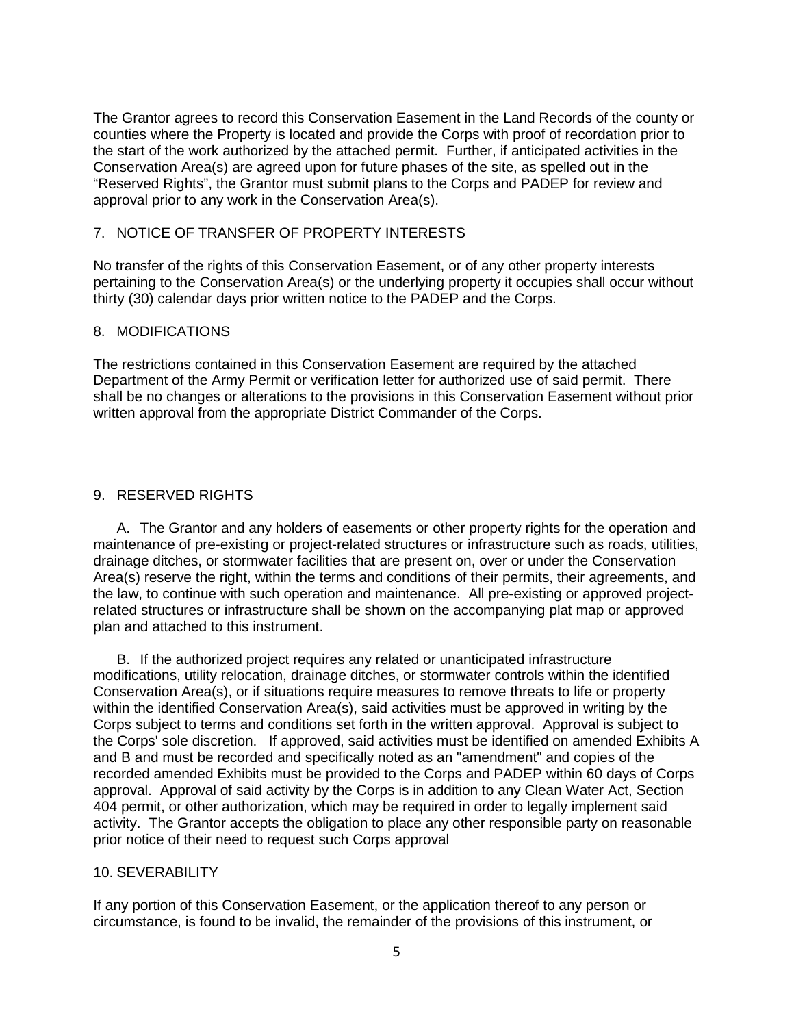The Grantor agrees to record this Conservation Easement in the Land Records of the county or counties where the Property is located and provide the Corps with proof of recordation prior to the start of the work authorized by the attached permit. Further, if anticipated activities in the Conservation Area(s) are agreed upon for future phases of the site, as spelled out in the "Reserved Rights", the Grantor must submit plans to the Corps and PADEP for review and approval prior to any work in the Conservation Area(s).

## 7. NOTICE OF TRANSFER OF PROPERTY INTERESTS

No transfer of the rights of this Conservation Easement, or of any other property interests pertaining to the Conservation Area(s) or the underlying property it occupies shall occur without thirty (30) calendar days prior written notice to the PADEP and the Corps.

## 8. MODIFICATIONS

The restrictions contained in this Conservation Easement are required by the attached Department of the Army Permit or verification letter for authorized use of said permit. There shall be no changes or alterations to the provisions in this Conservation Easement without prior written approval from the appropriate District Commander of the Corps.

## 9. RESERVED RIGHTS

A. The Grantor and any holders of easements or other property rights for the operation and maintenance of pre-existing or project-related structures or infrastructure such as roads, utilities, drainage ditches, or stormwater facilities that are present on, over or under the Conservation Area(s) reserve the right, within the terms and conditions of their permits, their agreements, and the law, to continue with such operation and maintenance. All pre-existing or approved project-related structures or infrastructure shall be shown on the accompanying plat map or approved plan and attached to this instrument.

B. If the authorized project requires any related or unanticipated infrastructure modifications, utility relocation, drainage ditches, or stormwater controls within the identified Conservation Area(s), or if situations require measures to remove threats to life or property within the identified Conservation Area(s), said activities must be approved in writing by the Corps subject to terms and conditions set forth in the written approval. Approval is subject to the Corps' sole discretion. If approved, said activities must be identified on amended Exhibits A and B and must be recorded and specifically noted as an "amendment" and copies of the recorded amended Exhibits must be provided to the Corps and PADEP within 60 days of Corps approval. Approval of said activity by the Corps is in addition to any Clean Water Act, Section 404 permit, or other authorization, which may be required in order to legally implement said activity. The Grantor accepts the obligation to place any other responsible party on reasonable prior notice of their need to request such Corps approval

## 10. SEVERABILITY

If any portion of this Conservation Easement, or the application thereof to any person or circumstance, is found to be invalid, the remainder of the provisions of this instrument, or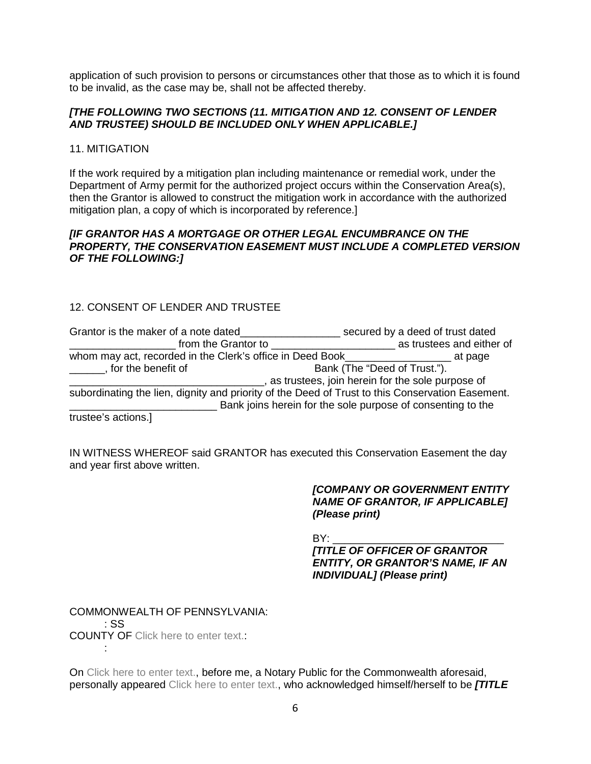application of such provision to persons or circumstances other that those as to which it is found to be invalid, as the case may be, shall not be affected thereby.

***[THE FOLLOWING TWO SECTIONS (11. MITIGATION AND 12. CONSENT OF LENDER AND TRUSTEE) SHOULD BE INCLUDED ONLY WHEN APPLICABLE.]***

11. MITIGATION

If the work required by a mitigation plan including maintenance or remedial work, under the Department of Army permit for the authorized project occurs within the Conservation Area(s), then the Grantor is allowed to construct the mitigation work in accordance with the authorized mitigation plan, a copy of which is incorporated by reference.]

***[IF GRANTOR HAS A MORTGAGE OR OTHER LEGAL ENCUMBRANCE ON THE PROPERTY, THE CONSERVATION EASEMENT MUST INCLUDE A COMPLETED VERSION OF THE FOLLOWING:]***

12. CONSENT OF LENDER AND TRUSTEE

Grantor is the maker of a note dated_________________ secured by a deed of trust dated __________________ from the Grantor to _____________________ as trustees and either of whom may act, recorded in the Clerk's office in Deed Book__________________ at page ______, for the benefit of                                   Bank (The "Deed of Trust."). __________________________________, as trustees, join herein for the sole purpose of subordinating the lien, dignity and priority of the Deed of Trust to this Conservation Easement. _________________________ Bank joins herein for the sole purpose of consenting to the trustee's actions.]

IN WITNESS WHEREOF said GRANTOR has executed this Conservation Easement the day and year first above written.

***[COMPANY OR GOVERNMENT ENTITY NAME OF GRANTOR, IF APPLICABLE] (Please print)***

BY: _____________________________

***[TITLE OF OFFICER OF GRANTOR ENTITY, OR GRANTOR'S NAME, IF AN INDIVIDUAL] (Please print)***

COMMONWEALTH OF PENNSYLVANIA:
: SS
COUNTY OF Click here to enter text.:
:

On Click here to enter text., before me, a Notary Public for the Commonwealth aforesaid, personally appeared Click here to enter text., who acknowledged himself/herself to be ***[TITLE***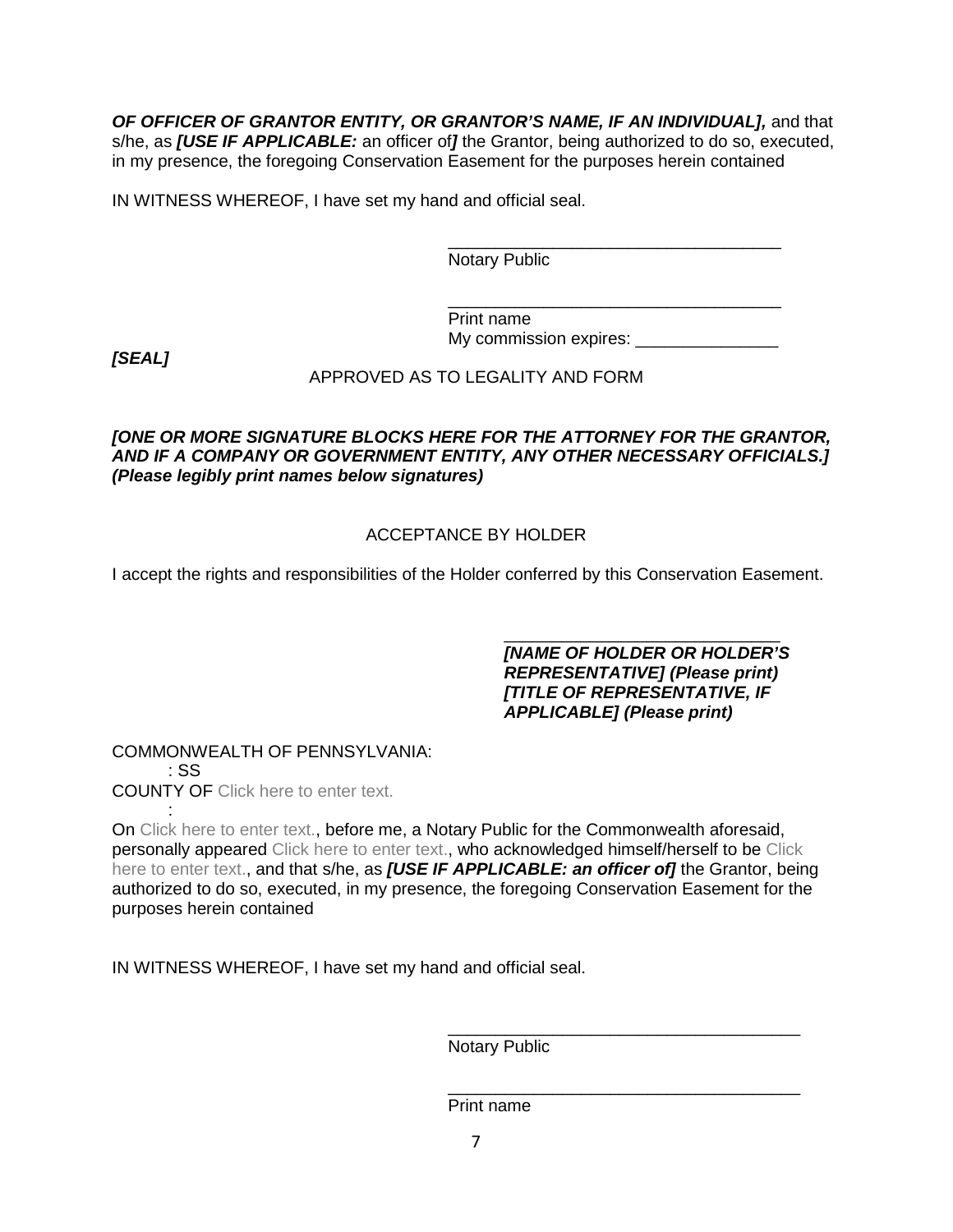***OF OFFICER OF GRANTOR ENTITY, OR GRANTOR'S NAME, IF AN INDIVIDUAL],*** and that s/he, as ***[USE IF APPLICABLE:*** an officer of***]*** the Grantor, being authorized to do so, executed, in my presence, the foregoing Conservation Easement for the purposes herein contained

IN WITNESS WHEREOF, I have set my hand and official seal.

\_\_\_\_\_\_\_\_\_\_\_\_\_\_\_\_\_\_\_\_\_\_\_\_\_\_\_\_\_\_\_\_\_\_\_
Notary Public

\_\_\_\_\_\_\_\_\_\_\_\_\_\_\_\_\_\_\_\_\_\_\_\_\_\_\_\_\_\_\_\_\_\_\_
Print name
My commission expires: \_\_\_\_\_\_\_\_\_\_\_\_\_\_\_

***[SEAL]***

APPROVED AS TO LEGALITY AND FORM

***[ONE OR MORE SIGNATURE BLOCKS HERE FOR THE ATTORNEY FOR THE GRANTOR, AND IF A COMPANY OR GOVERNMENT ENTITY, ANY OTHER NECESSARY OFFICIALS.] (Please legibly print names below signatures)***

ACCEPTANCE BY HOLDER

I accept the rights and responsibilities of the Holder conferred by this Conservation Easement.

\_\_\_\_\_\_\_\_\_\_\_\_\_\_\_\_\_\_\_\_\_\_\_\_\_\_\_\_\_
***[NAME OF HOLDER OR HOLDER'S REPRESENTATIVE] (Please print)***
***[TITLE OF REPRESENTATIVE, IF APPLICABLE] (Please print)***

COMMONWEALTH OF PENNSYLVANIA:
: SS
COUNTY OF Click here to enter text.
:

On Click here to enter text., before me, a Notary Public for the Commonwealth aforesaid, personally appeared Click here to enter text., who acknowledged himself/herself to be Click here to enter text., and that s/he, as ***[USE IF APPLICABLE: an officer of]*** the Grantor, being authorized to do so, executed, in my presence, the foregoing Conservation Easement for the purposes herein contained

IN WITNESS WHEREOF, I have set my hand and official seal.

\_\_\_\_\_\_\_\_\_\_\_\_\_\_\_\_\_\_\_\_\_\_\_\_\_\_\_\_\_\_\_\_\_\_\_\_\_\_
Notary Public

\_\_\_\_\_\_\_\_\_\_\_\_\_\_\_\_\_\_\_\_\_\_\_\_\_\_\_\_\_\_\_\_\_\_\_\_\_\_
Print name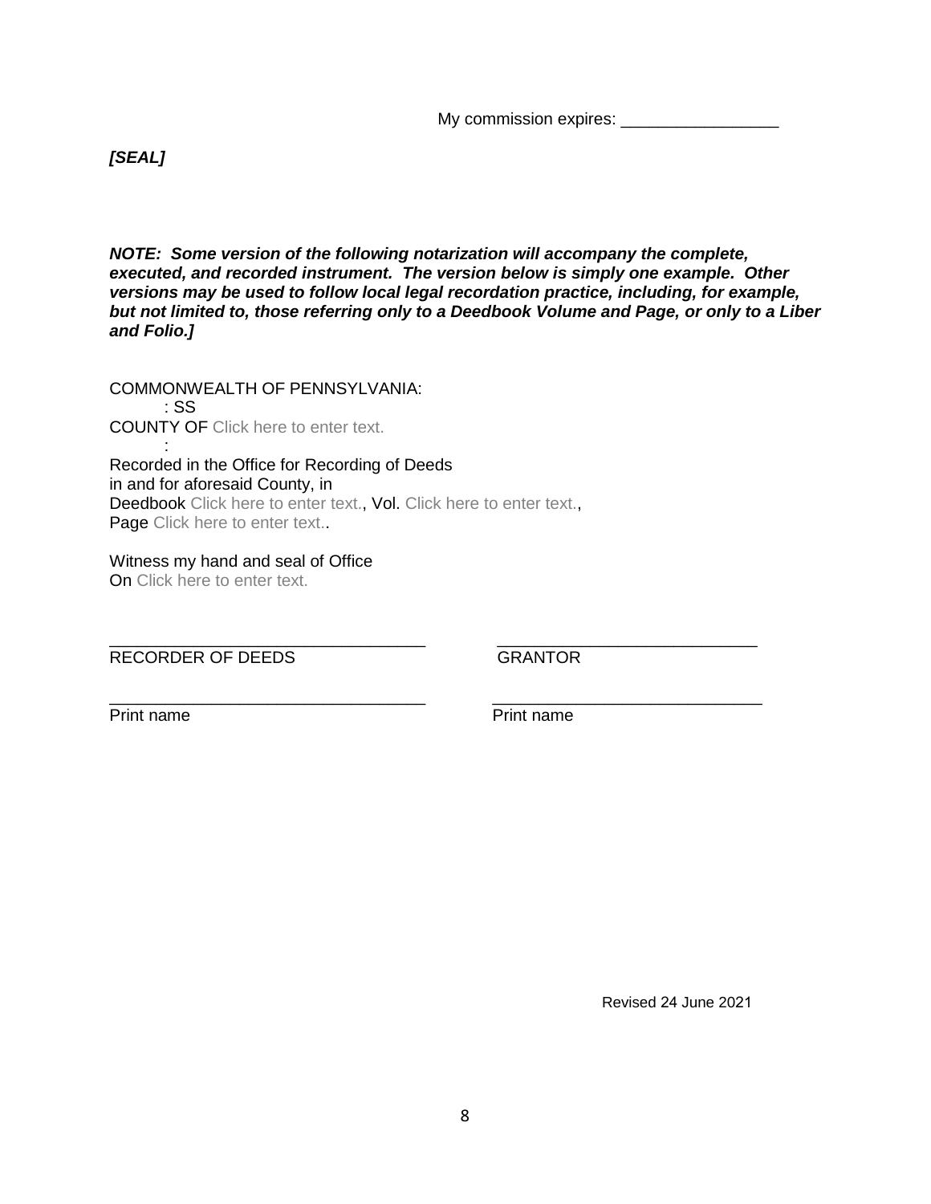My commission expires: _________________

***[SEAL]***

***NOTE: Some version of the following notarization will accompany the complete, executed, and recorded instrument. The version below is simply one example. Other versions may be used to follow local legal recordation practice, including, for example, but not limited to, those referring only to a Deedbook Volume and Page, or only to a Liber and Folio.]***

COMMONWEALTH OF PENNSYLVANIA:
: SS
COUNTY OF Click here to enter text.
:
Recorded in the Office for Recording of Deeds
in and for aforesaid County, in
Deedbook Click here to enter text., Vol. Click here to enter text.,
Page Click here to enter text..

Witness my hand and seal of Office
On Click here to enter text.

| | |
|---|---|
| ______________________________ | ______________________________ |
| RECORDER OF DEEDS | GRANTOR |
| ______________________________ | ______________________________ |
| Print name | Print name |

Revised 24 June 2021